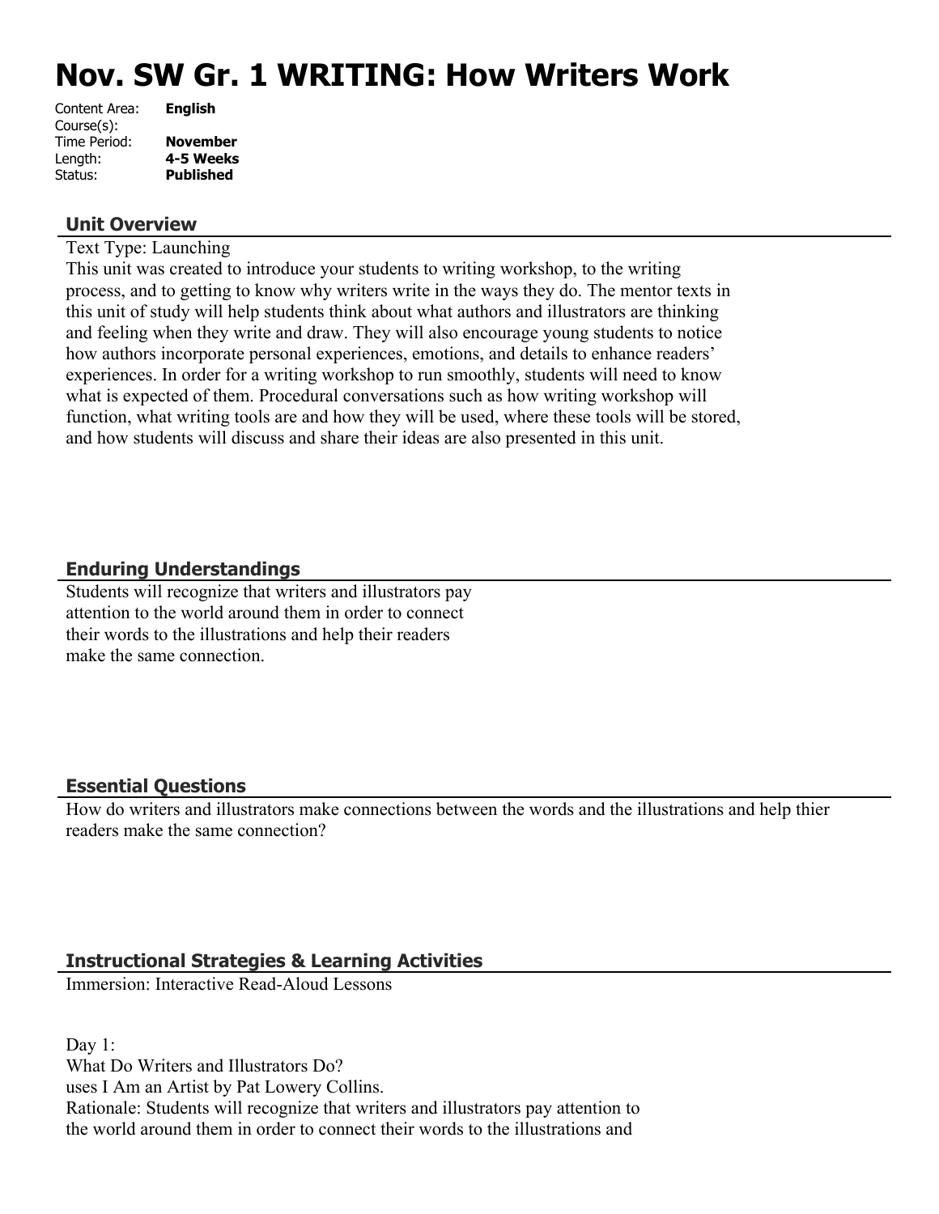# Nov. SW Gr. 1 WRITING: How Writers Work

Content Area: **English**
Course(s):
Time Period: **November**
Length: **4-5 Weeks**
Status: **Published**

## Unit Overview

Text Type: Launching
This unit was created to introduce your students to writing workshop, to the writing process, and to getting to know why writers write in the ways they do. The mentor texts in this unit of study will help students think about what authors and illustrators are thinking and feeling when they write and draw. They will also encourage young students to notice how authors incorporate personal experiences, emotions, and details to enhance readers' experiences. In order for a writing workshop to run smoothly, students will need to know what is expected of them. Procedural conversations such as how writing workshop will function, what writing tools are and how they will be used, where these tools will be stored, and how students will discuss and share their ideas are also presented in this unit.

## Enduring Understandings

Students will recognize that writers and illustrators pay attention to the world around them in order to connect their words to the illustrations and help their readers make the same connection.

## Essential Questions

How do writers and illustrators make connections between the words and the illustrations and help thier readers make the same connection?

## Instructional Strategies & Learning Activities

Immersion: Interactive Read-Aloud Lessons

Day 1:
What Do Writers and Illustrators Do?
uses I Am an Artist by Pat Lowery Collins.
Rationale: Students will recognize that writers and illustrators pay attention to the world around them in order to connect their words to the illustrations and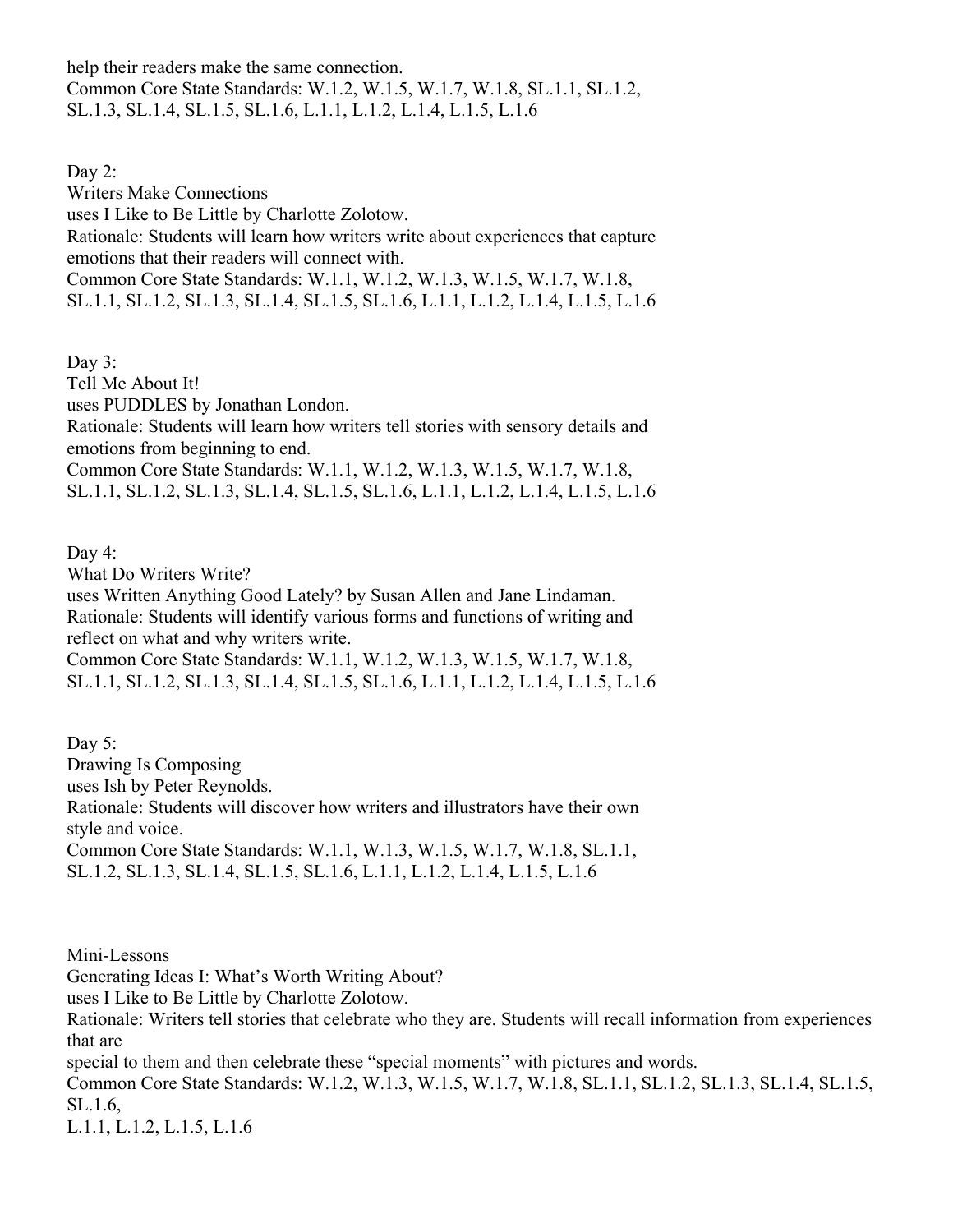help their readers make the same connection.
Common Core State Standards: W.1.2, W.1.5, W.1.7, W.1.8, SL.1.1, SL.1.2, SL.1.3, SL.1.4, SL.1.5, SL.1.6, L.1.1, L.1.2, L.1.4, L.1.5, L.1.6

Day 2:
Writers Make Connections
uses I Like to Be Little by Charlotte Zolotow.
Rationale: Students will learn how writers write about experiences that capture emotions that their readers will connect with.
Common Core State Standards: W.1.1, W.1.2, W.1.3, W.1.5, W.1.7, W.1.8, SL.1.1, SL.1.2, SL.1.3, SL.1.4, SL.1.5, SL.1.6, L.1.1, L.1.2, L.1.4, L.1.5, L.1.6

Day 3:
Tell Me About It!
uses PUDDLES by Jonathan London.
Rationale: Students will learn how writers tell stories with sensory details and emotions from beginning to end.
Common Core State Standards: W.1.1, W.1.2, W.1.3, W.1.5, W.1.7, W.1.8, SL.1.1, SL.1.2, SL.1.3, SL.1.4, SL.1.5, SL.1.6, L.1.1, L.1.2, L.1.4, L.1.5, L.1.6

Day 4:
What Do Writers Write?
uses Written Anything Good Lately? by Susan Allen and Jane Lindaman.
Rationale: Students will identify various forms and functions of writing and reflect on what and why writers write.
Common Core State Standards: W.1.1, W.1.2, W.1.3, W.1.5, W.1.7, W.1.8, SL.1.1, SL.1.2, SL.1.3, SL.1.4, SL.1.5, SL.1.6, L.1.1, L.1.2, L.1.4, L.1.5, L.1.6

Day 5:
Drawing Is Composing
uses Ish by Peter Reynolds.
Rationale: Students will discover how writers and illustrators have their own style and voice.
Common Core State Standards: W.1.1, W.1.3, W.1.5, W.1.7, W.1.8, SL.1.1, SL.1.2, SL.1.3, SL.1.4, SL.1.5, SL.1.6, L.1.1, L.1.2, L.1.4, L.1.5, L.1.6

Mini-Lessons
Generating Ideas I: What's Worth Writing About?
uses I Like to Be Little by Charlotte Zolotow.
Rationale: Writers tell stories that celebrate who they are. Students will recall information from experiences that are special to them and then celebrate these "special moments" with pictures and words.
Common Core State Standards: W.1.2, W.1.3, W.1.5, W.1.7, W.1.8, SL.1.1, SL.1.2, SL.1.3, SL.1.4, SL.1.5, SL.1.6, L.1.1, L.1.2, L.1.5, L.1.6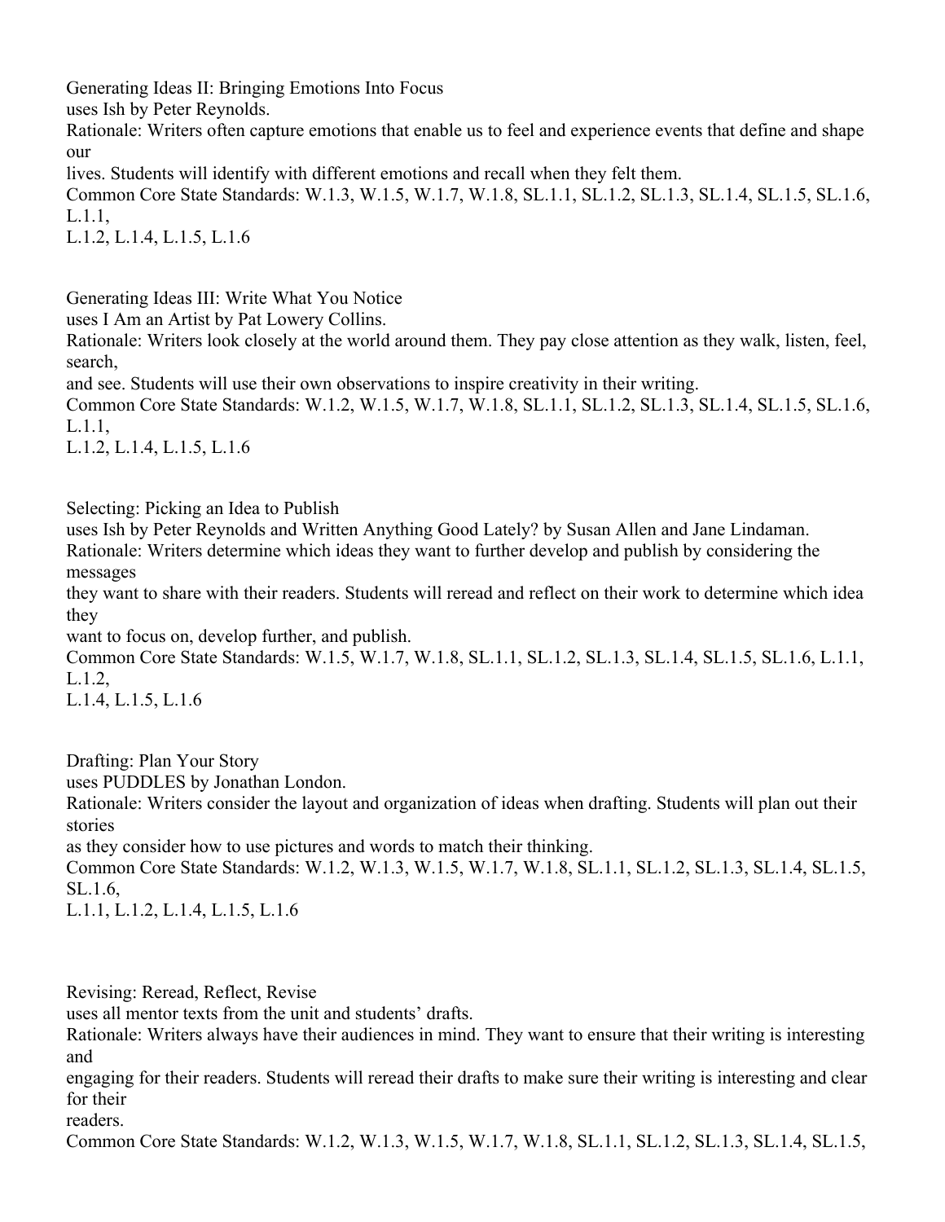Generating Ideas II: Bringing Emotions Into Focus
uses Ish by Peter Reynolds.
Rationale: Writers often capture emotions that enable us to feel and experience events that define and shape our
lives. Students will identify with different emotions and recall when they felt them.
Common Core State Standards: W.1.3, W.1.5, W.1.7, W.1.8, SL.1.1, SL.1.2, SL.1.3, SL.1.4, SL.1.5, SL.1.6, L.1.1,
L.1.2, L.1.4, L.1.5, L.1.6

Generating Ideas III: Write What You Notice
uses I Am an Artist by Pat Lowery Collins.
Rationale: Writers look closely at the world around them. They pay close attention as they walk, listen, feel, search,
and see. Students will use their own observations to inspire creativity in their writing.
Common Core State Standards: W.1.2, W.1.5, W.1.7, W.1.8, SL.1.1, SL.1.2, SL.1.3, SL.1.4, SL.1.5, SL.1.6, L.1.1,
L.1.2, L.1.4, L.1.5, L.1.6

Selecting: Picking an Idea to Publish
uses Ish by Peter Reynolds and Written Anything Good Lately? by Susan Allen and Jane Lindaman.
Rationale: Writers determine which ideas they want to further develop and publish by considering the messages
they want to share with their readers. Students will reread and reflect on their work to determine which idea they
want to focus on, develop further, and publish.
Common Core State Standards: W.1.5, W.1.7, W.1.8, SL.1.1, SL.1.2, SL.1.3, SL.1.4, SL.1.5, SL.1.6, L.1.1, L.1.2,
L.1.4, L.1.5, L.1.6

Drafting: Plan Your Story
uses PUDDLES by Jonathan London.
Rationale: Writers consider the layout and organization of ideas when drafting. Students will plan out their stories
as they consider how to use pictures and words to match their thinking.
Common Core State Standards: W.1.2, W.1.3, W.1.5, W.1.7, W.1.8, SL.1.1, SL.1.2, SL.1.3, SL.1.4, SL.1.5, SL.1.6,
L.1.1, L.1.2, L.1.4, L.1.5, L.1.6

Revising: Reread, Reflect, Revise
uses all mentor texts from the unit and students' drafts.
Rationale: Writers always have their audiences in mind. They want to ensure that their writing is interesting and
engaging for their readers. Students will reread their drafts to make sure their writing is interesting and clear for their
readers.
Common Core State Standards: W.1.2, W.1.3, W.1.5, W.1.7, W.1.8, SL.1.1, SL.1.2, SL.1.3, SL.1.4, SL.1.5,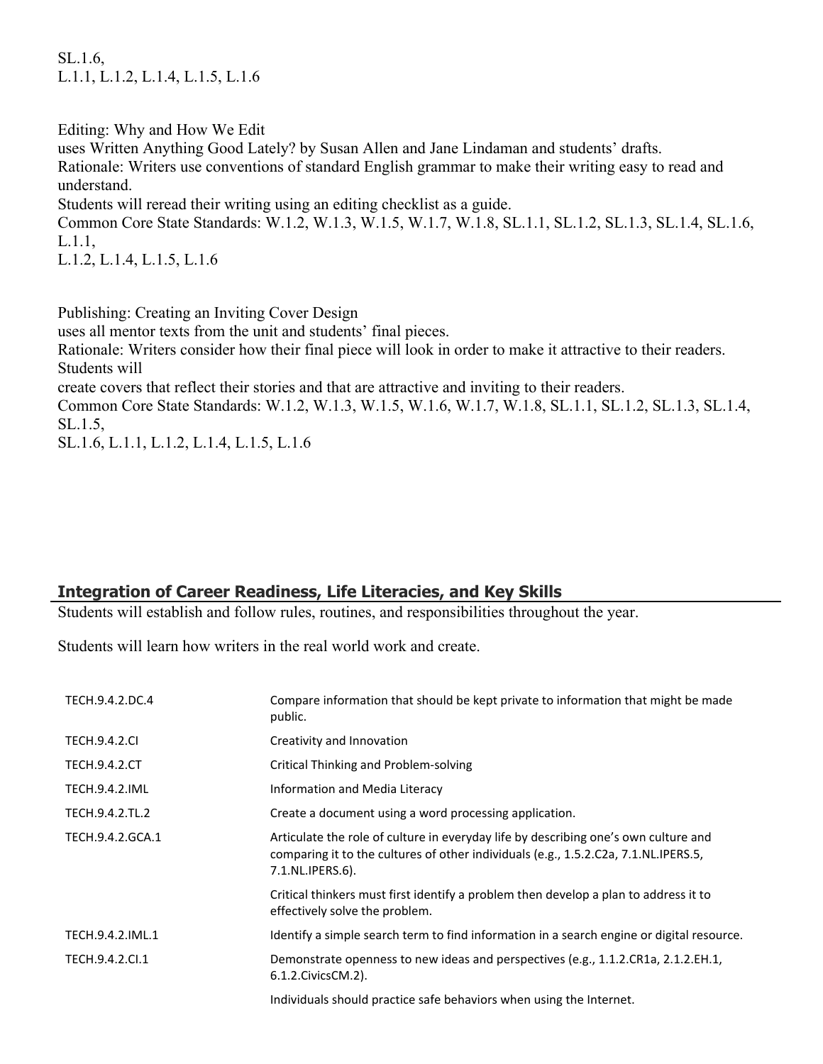SL.1.6,
L.1.1, L.1.2, L.1.4, L.1.5, L.1.6

Editing: Why and How We Edit
uses Written Anything Good Lately? by Susan Allen and Jane Lindaman and students' drafts.
Rationale: Writers use conventions of standard English grammar to make their writing easy to read and understand.
Students will reread their writing using an editing checklist as a guide.
Common Core State Standards: W.1.2, W.1.3, W.1.5, W.1.7, W.1.8, SL.1.1, SL.1.2, SL.1.3, SL.1.4, SL.1.6, L.1.1,
L.1.2, L.1.4, L.1.5, L.1.6

Publishing: Creating an Inviting Cover Design
uses all mentor texts from the unit and students' final pieces.
Rationale: Writers consider how their final piece will look in order to make it attractive to their readers. Students will
create covers that reflect their stories and that are attractive and inviting to their readers.
Common Core State Standards: W.1.2, W.1.3, W.1.5, W.1.6, W.1.7, W.1.8, SL.1.1, SL.1.2, SL.1.3, SL.1.4, SL.1.5,
SL.1.6, L.1.1, L.1.2, L.1.4, L.1.5, L.1.6

## Integration of Career Readiness, Life Literacies, and Key Skills

Students will establish and follow rules, routines, and responsibilities throughout the year.

Students will learn how writers in the real world work and create.

| | |
|---|---|
| TECH.9.4.2.DC.4 | Compare information that should be kept private to information that might be made public. |
| TECH.9.4.2.CI | Creativity and Innovation |
| TECH.9.4.2.CT | Critical Thinking and Problem-solving |
| TECH.9.4.2.IML | Information and Media Literacy |
| TECH.9.4.2.TL.2 | Create a document using a word processing application. |
| TECH.9.4.2.GCA.1 | Articulate the role of culture in everyday life by describing one's own culture and comparing it to the cultures of other individuals (e.g., 1.5.2.C2a, 7.1.NL.IPERS.5, 7.1.NL.IPERS.6). |
| | Critical thinkers must first identify a problem then develop a plan to address it to effectively solve the problem. |
| TECH.9.4.2.IML.1 | Identify a simple search term to find information in a search engine or digital resource. |
| TECH.9.4.2.CI.1 | Demonstrate openness to new ideas and perspectives (e.g., 1.1.2.CR1a, 2.1.2.EH.1, 6.1.2.CivicsCM.2). |
| | Individuals should practice safe behaviors when using the Internet. |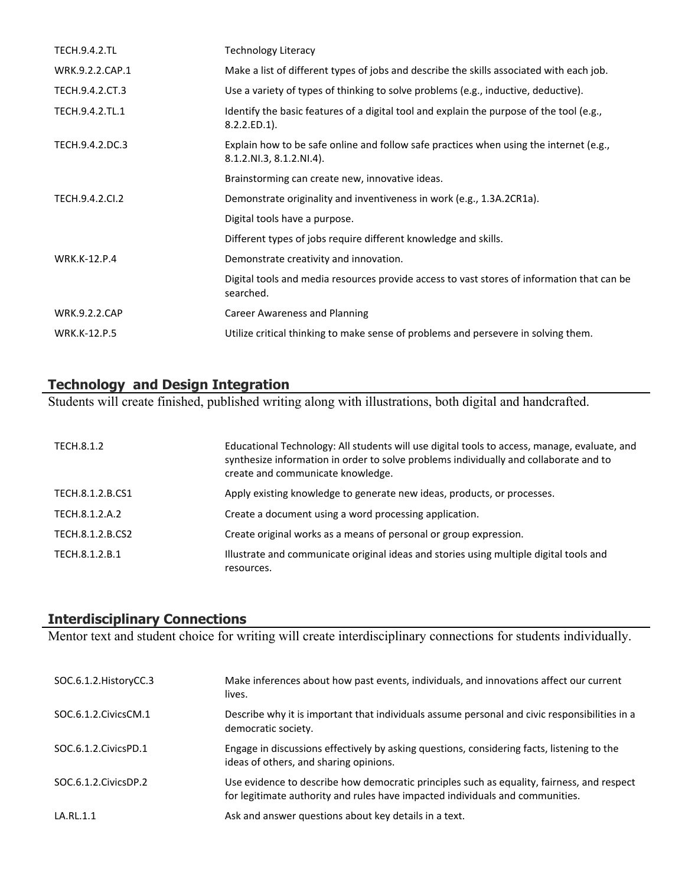| | |
|---|---|
| TECH.9.4.2.TL | Technology Literacy |
| WRK.9.2.2.CAP.1 | Make a list of different types of jobs and describe the skills associated with each job. |
| TECH.9.4.2.CT.3 | Use a variety of types of thinking to solve problems (e.g., inductive, deductive). |
| TECH.9.4.2.TL.1 | Identify the basic features of a digital tool and explain the purpose of the tool (e.g., 8.2.2.ED.1). |
| TECH.9.4.2.DC.3 | Explain how to be safe online and follow safe practices when using the internet (e.g., 8.1.2.NI.3, 8.1.2.NI.4). |
| | Brainstorming can create new, innovative ideas. |
| TECH.9.4.2.CI.2 | Demonstrate originality and inventiveness in work (e.g., 1.3A.2CR1a). |
| | Digital tools have a purpose. |
| | Different types of jobs require different knowledge and skills. |
| WRK.K-12.P.4 | Demonstrate creativity and innovation. |
| | Digital tools and media resources provide access to vast stores of information that can be searched. |
| WRK.9.2.2.CAP | Career Awareness and Planning |
| WRK.K-12.P.5 | Utilize critical thinking to make sense of problems and persevere in solving them. |

## Technology and Design Integration

Students will create finished, published writing along with illustrations, both digital and handcrafted.

| | |
|---|---|
| TECH.8.1.2 | Educational Technology: All students will use digital tools to access, manage, evaluate, and synthesize information in order to solve problems individually and collaborate and to create and communicate knowledge. |
| TECH.8.1.2.B.CS1 | Apply existing knowledge to generate new ideas, products, or processes. |
| TECH.8.1.2.A.2 | Create a document using a word processing application. |
| TECH.8.1.2.B.CS2 | Create original works as a means of personal or group expression. |
| TECH.8.1.2.B.1 | Illustrate and communicate original ideas and stories using multiple digital tools and resources. |

## Interdisciplinary Connections

Mentor text and student choice for writing will create interdisciplinary connections for students individually.

| | |
|---|---|
| SOC.6.1.2.HistoryCC.3 | Make inferences about how past events, individuals, and innovations affect our current lives. |
| SOC.6.1.2.CivicsCM.1 | Describe why it is important that individuals assume personal and civic responsibilities in a democratic society. |
| SOC.6.1.2.CivicsPD.1 | Engage in discussions effectively by asking questions, considering facts, listening to the ideas of others, and sharing opinions. |
| SOC.6.1.2.CivicsDP.2 | Use evidence to describe how democratic principles such as equality, fairness, and respect for legitimate authority and rules have impacted individuals and communities. |
| LA.RL.1.1 | Ask and answer questions about key details in a text. |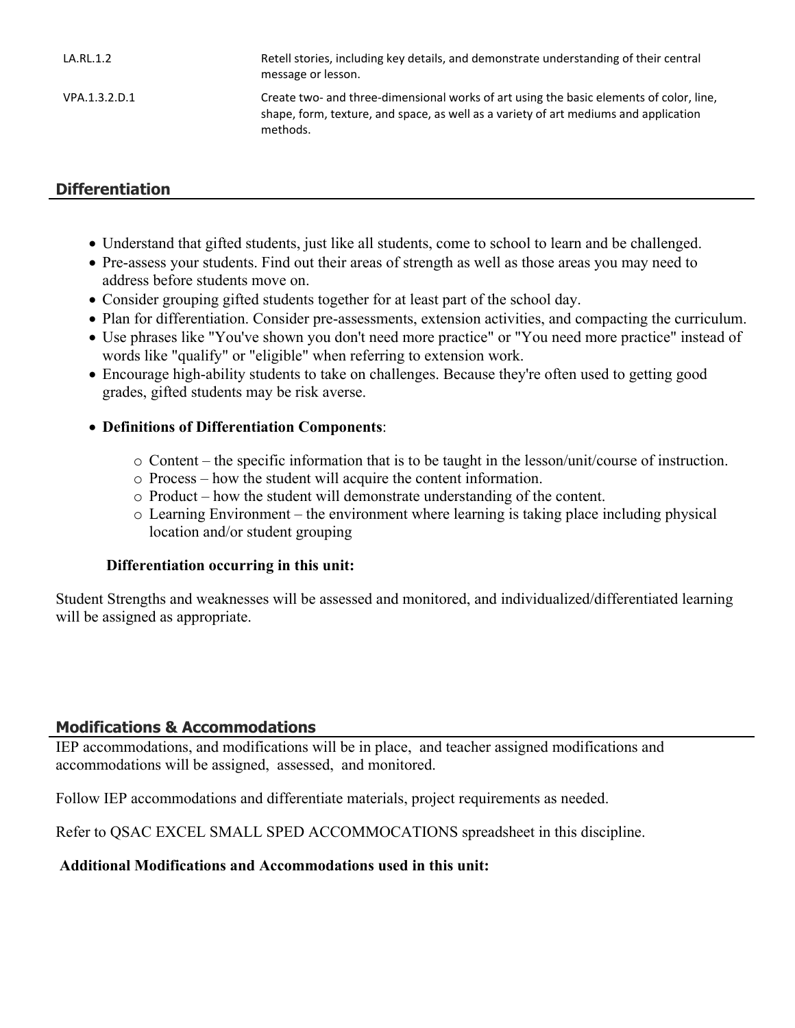| | |
|---|---|
| LA.RL.1.2 | Retell stories, including key details, and demonstrate understanding of their central message or lesson. |
| VPA.1.3.2.D.1 | Create two- and three-dimensional works of art using the basic elements of color, line, shape, form, texture, and space, as well as a variety of art mediums and application methods. |

## Differentiation

- Understand that gifted students, just like all students, come to school to learn and be challenged.
- Pre-assess your students. Find out their areas of strength as well as those areas you may need to address before students move on.
- Consider grouping gifted students together for at least part of the school day.
- Plan for differentiation. Consider pre-assessments, extension activities, and compacting the curriculum.
- Use phrases like "You've shown you don't need more practice" or "You need more practice" instead of words like "qualify" or "eligible" when referring to extension work.
- Encourage high-ability students to take on challenges. Because they're often used to getting good grades, gifted students may be risk averse.
- **Definitions of Differentiation Components**:
  - Content – the specific information that is to be taught in the lesson/unit/course of instruction.
  - Process – how the student will acquire the content information.
  - Product – how the student will demonstrate understanding of the content.
  - Learning Environment – the environment where learning is taking place including physical location and/or student grouping

**Differentiation occurring in this unit:**

Student Strengths and weaknesses will be assessed and monitored, and individualized/differentiated learning will be assigned as appropriate.

## Modifications & Accommodations

IEP accommodations, and modifications will be in place, and teacher assigned modifications and accommodations will be assigned, assessed, and monitored.

Follow IEP accommodations and differentiate materials, project requirements as needed.

Refer to QSAC EXCEL SMALL SPED ACCOMMOCATIONS spreadsheet in this discipline.

**Additional Modifications and Accommodations used in this unit:**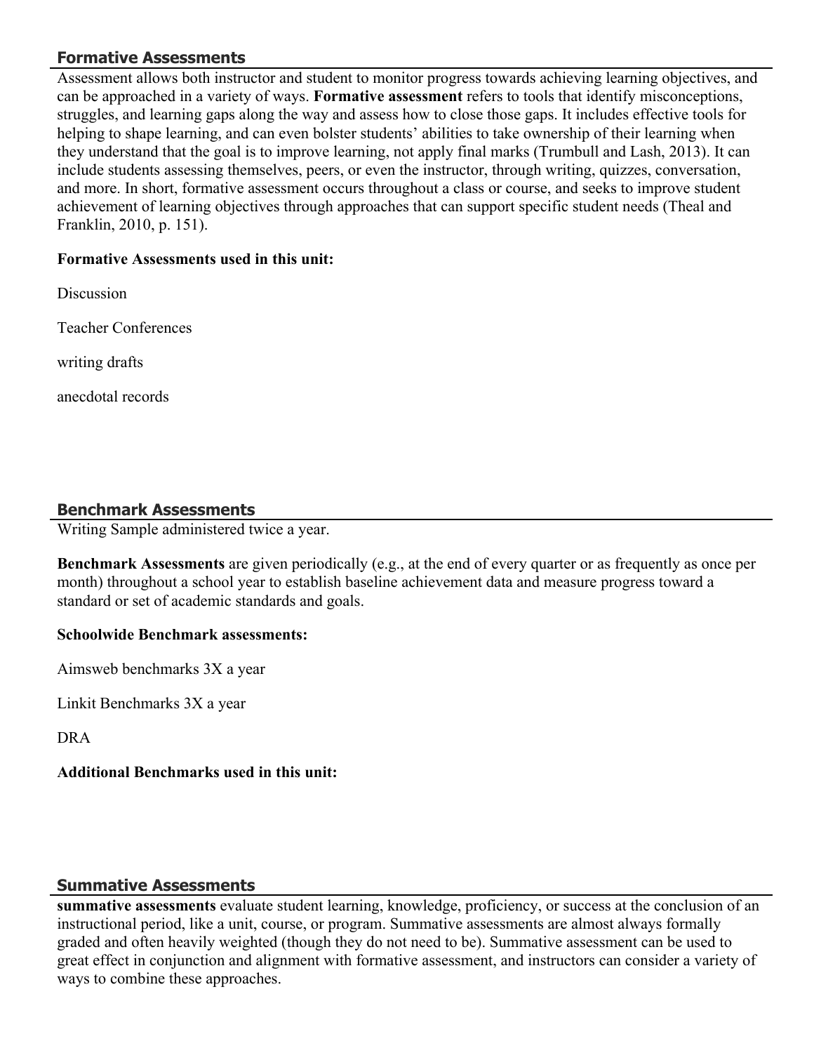## Formative Assessments

Assessment allows both instructor and student to monitor progress towards achieving learning objectives, and can be approached in a variety of ways. **Formative assessment** refers to tools that identify misconceptions, struggles, and learning gaps along the way and assess how to close those gaps. It includes effective tools for helping to shape learning, and can even bolster students' abilities to take ownership of their learning when they understand that the goal is to improve learning, not apply final marks (Trumbull and Lash, 2013). It can include students assessing themselves, peers, or even the instructor, through writing, quizzes, conversation, and more. In short, formative assessment occurs throughout a class or course, and seeks to improve student achievement of learning objectives through approaches that can support specific student needs (Theal and Franklin, 2010, p. 151).

**Formative Assessments used in this unit:**

Discussion

Teacher Conferences

writing drafts

anecdotal records

## Benchmark Assessments

Writing Sample administered twice a year.

**Benchmark Assessments** are given periodically (e.g., at the end of every quarter or as frequently as once per month) throughout a school year to establish baseline achievement data and measure progress toward a standard or set of academic standards and goals.

**Schoolwide Benchmark assessments:**

Aimsweb benchmarks 3X a year

Linkit Benchmarks 3X a year

DRA

**Additional Benchmarks used in this unit:**

## Summative Assessments

**summative assessments** evaluate student learning, knowledge, proficiency, or success at the conclusion of an instructional period, like a unit, course, or program. Summative assessments are almost always formally graded and often heavily weighted (though they do not need to be). Summative assessment can be used to great effect in conjunction and alignment with formative assessment, and instructors can consider a variety of ways to combine these approaches.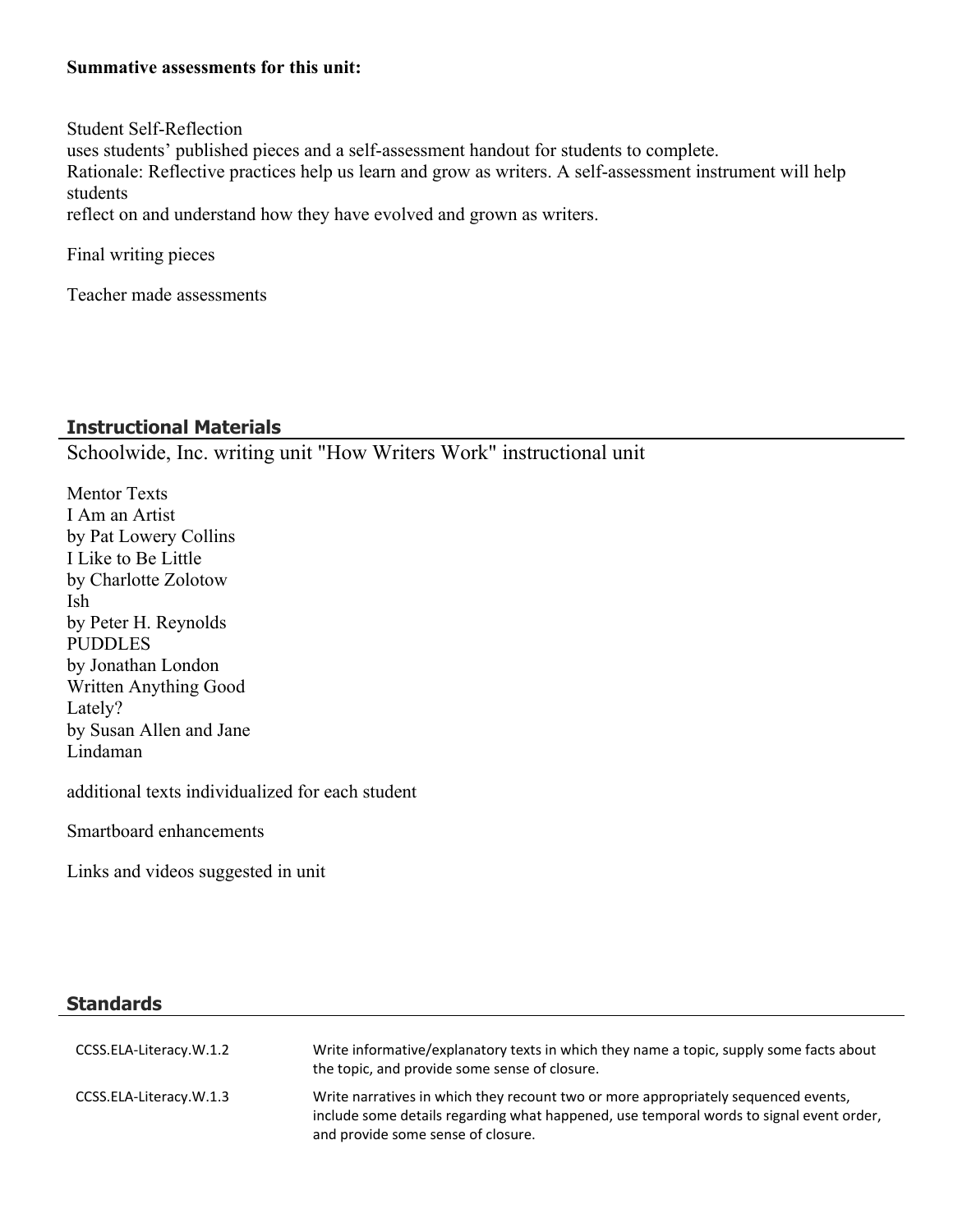**Summative assessments for this unit:**

Student Self-Reflection
uses students' published pieces and a self-assessment handout for students to complete.
Rationale: Reflective practices help us learn and grow as writers. A self-assessment instrument will help students
reflect on and understand how they have evolved and grown as writers.

Final writing pieces

Teacher made assessments

## Instructional Materials

Schoolwide, Inc. writing unit "How Writers Work" instructional unit

Mentor Texts
I Am an Artist
by Pat Lowery Collins
I Like to Be Little
by Charlotte Zolotow
Ish
by Peter H. Reynolds
PUDDLES
by Jonathan London
Written Anything Good
Lately?
by Susan Allen and Jane
Lindaman

additional texts individualized for each student

Smartboard enhancements

Links and videos suggested in unit

## Standards

| | |
|---|---|
| CCSS.ELA-Literacy.W.1.2 | Write informative/explanatory texts in which they name a topic, supply some facts about the topic, and provide some sense of closure. |
| CCSS.ELA-Literacy.W.1.3 | Write narratives in which they recount two or more appropriately sequenced events, include some details regarding what happened, use temporal words to signal event order, and provide some sense of closure. |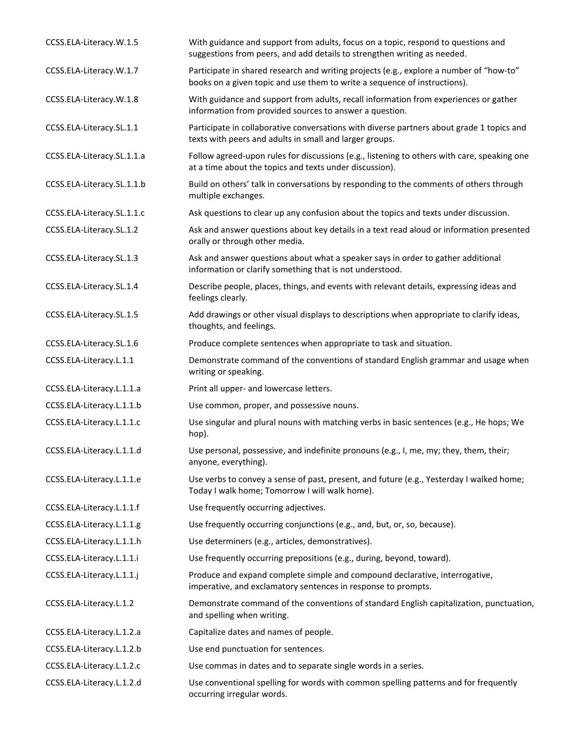| | |
|---|---|
| CCSS.ELA-Literacy.W.1.5 | With guidance and support from adults, focus on a topic, respond to questions and suggestions from peers, and add details to strengthen writing as needed. |
| CCSS.ELA-Literacy.W.1.7 | Participate in shared research and writing projects (e.g., explore a number of "how-to" books on a given topic and use them to write a sequence of instructions). |
| CCSS.ELA-Literacy.W.1.8 | With guidance and support from adults, recall information from experiences or gather information from provided sources to answer a question. |
| CCSS.ELA-Literacy.SL.1.1 | Participate in collaborative conversations with diverse partners about grade 1 topics and texts with peers and adults in small and larger groups. |
| CCSS.ELA-Literacy.SL.1.1.a | Follow agreed-upon rules for discussions (e.g., listening to others with care, speaking one at a time about the topics and texts under discussion). |
| CCSS.ELA-Literacy.SL.1.1.b | Build on others' talk in conversations by responding to the comments of others through multiple exchanges. |
| CCSS.ELA-Literacy.SL.1.1.c | Ask questions to clear up any confusion about the topics and texts under discussion. |
| CCSS.ELA-Literacy.SL.1.2 | Ask and answer questions about key details in a text read aloud or information presented orally or through other media. |
| CCSS.ELA-Literacy.SL.1.3 | Ask and answer questions about what a speaker says in order to gather additional information or clarify something that is not understood. |
| CCSS.ELA-Literacy.SL.1.4 | Describe people, places, things, and events with relevant details, expressing ideas and feelings clearly. |
| CCSS.ELA-Literacy.SL.1.5 | Add drawings or other visual displays to descriptions when appropriate to clarify ideas, thoughts, and feelings. |
| CCSS.ELA-Literacy.SL.1.6 | Produce complete sentences when appropriate to task and situation. |
| CCSS.ELA-Literacy.L.1.1 | Demonstrate command of the conventions of standard English grammar and usage when writing or speaking. |
| CCSS.ELA-Literacy.L.1.1.a | Print all upper- and lowercase letters. |
| CCSS.ELA-Literacy.L.1.1.b | Use common, proper, and possessive nouns. |
| CCSS.ELA-Literacy.L.1.1.c | Use singular and plural nouns with matching verbs in basic sentences (e.g., He hops; We hop). |
| CCSS.ELA-Literacy.L.1.1.d | Use personal, possessive, and indefinite pronouns (e.g., I, me, my; they, them, their; anyone, everything). |
| CCSS.ELA-Literacy.L.1.1.e | Use verbs to convey a sense of past, present, and future (e.g., Yesterday I walked home; Today I walk home; Tomorrow I will walk home). |
| CCSS.ELA-Literacy.L.1.1.f | Use frequently occurring adjectives. |
| CCSS.ELA-Literacy.L.1.1.g | Use frequently occurring conjunctions (e.g., and, but, or, so, because). |
| CCSS.ELA-Literacy.L.1.1.h | Use determiners (e.g., articles, demonstratives). |
| CCSS.ELA-Literacy.L.1.1.i | Use frequently occurring prepositions (e.g., during, beyond, toward). |
| CCSS.ELA-Literacy.L.1.1.j | Produce and expand complete simple and compound declarative, interrogative, imperative, and exclamatory sentences in response to prompts. |
| CCSS.ELA-Literacy.L.1.2 | Demonstrate command of the conventions of standard English capitalization, punctuation, and spelling when writing. |
| CCSS.ELA-Literacy.L.1.2.a | Capitalize dates and names of people. |
| CCSS.ELA-Literacy.L.1.2.b | Use end punctuation for sentences. |
| CCSS.ELA-Literacy.L.1.2.c | Use commas in dates and to separate single words in a series. |
| CCSS.ELA-Literacy.L.1.2.d | Use conventional spelling for words with common spelling patterns and for frequently occurring irregular words. |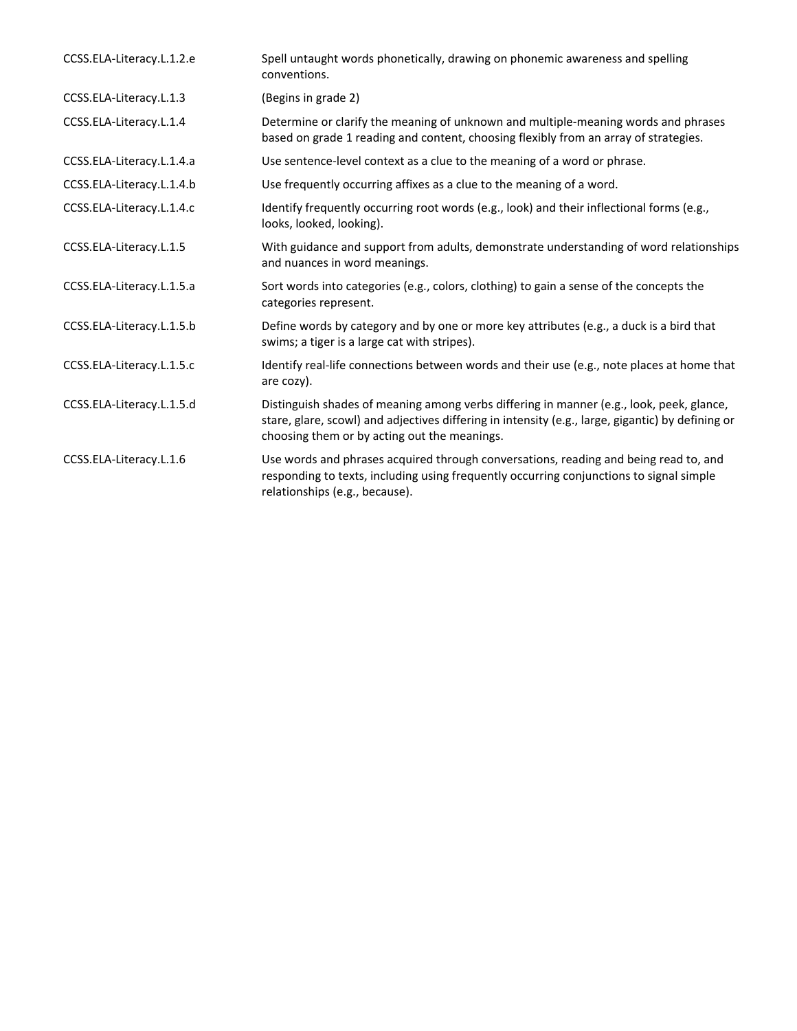| | |
|---|---|
| CCSS.ELA-Literacy.L.1.2.e | Spell untaught words phonetically, drawing on phonemic awareness and spelling conventions. |
| CCSS.ELA-Literacy.L.1.3 | (Begins in grade 2) |
| CCSS.ELA-Literacy.L.1.4 | Determine or clarify the meaning of unknown and multiple-meaning words and phrases based on grade 1 reading and content, choosing flexibly from an array of strategies. |
| CCSS.ELA-Literacy.L.1.4.a | Use sentence-level context as a clue to the meaning of a word or phrase. |
| CCSS.ELA-Literacy.L.1.4.b | Use frequently occurring affixes as a clue to the meaning of a word. |
| CCSS.ELA-Literacy.L.1.4.c | Identify frequently occurring root words (e.g., look) and their inflectional forms (e.g., looks, looked, looking). |
| CCSS.ELA-Literacy.L.1.5 | With guidance and support from adults, demonstrate understanding of word relationships and nuances in word meanings. |
| CCSS.ELA-Literacy.L.1.5.a | Sort words into categories (e.g., colors, clothing) to gain a sense of the concepts the categories represent. |
| CCSS.ELA-Literacy.L.1.5.b | Define words by category and by one or more key attributes (e.g., a duck is a bird that swims; a tiger is a large cat with stripes). |
| CCSS.ELA-Literacy.L.1.5.c | Identify real-life connections between words and their use (e.g., note places at home that are cozy). |
| CCSS.ELA-Literacy.L.1.5.d | Distinguish shades of meaning among verbs differing in manner (e.g., look, peek, glance, stare, glare, scowl) and adjectives differing in intensity (e.g., large, gigantic) by defining or choosing them or by acting out the meanings. |
| CCSS.ELA-Literacy.L.1.6 | Use words and phrases acquired through conversations, reading and being read to, and responding to texts, including using frequently occurring conjunctions to signal simple relationships (e.g., because). |